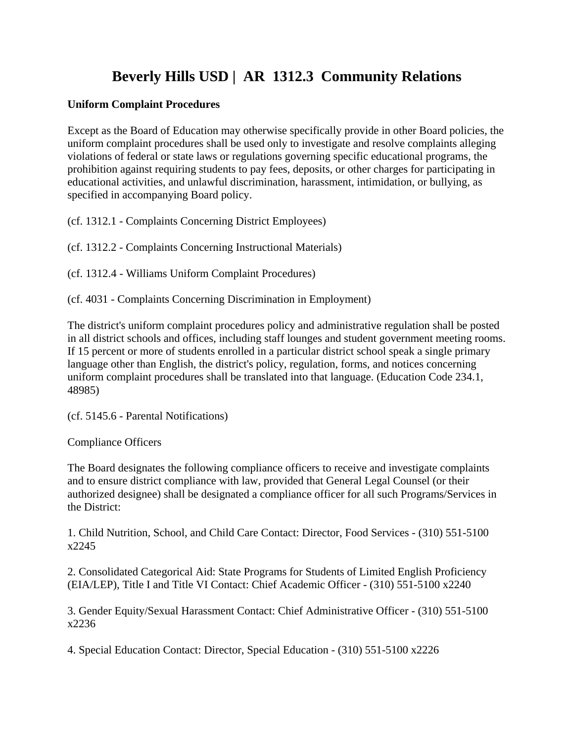# Beverly Hills USD | AR 1312.3 Community Relations

**Uniform Complaint Procedures**

Except as the Board of Education may otherwise specifically provide in other Board policies, the uniform complaint procedures shall be used only to investigate and resolve complaints alleging violations of federal or state laws or regulations governing specific educational programs, the prohibition against requiring students to pay fees, deposits, or other charges for participating in educational activities, and unlawful discrimination, harassment, intimidation, or bullying, as specified in accompanying Board policy.

(cf. 1312.1 - Complaints Concerning District Employees)

(cf. 1312.2 - Complaints Concerning Instructional Materials)

(cf. 1312.4 - Williams Uniform Complaint Procedures)

(cf. 4031 - Complaints Concerning Discrimination in Employment)

The district's uniform complaint procedures policy and administrative regulation shall be posted in all district schools and offices, including staff lounges and student government meeting rooms. If 15 percent or more of students enrolled in a particular district school speak a single primary language other than English, the district's policy, regulation, forms, and notices concerning uniform complaint procedures shall be translated into that language. (Education Code 234.1, 48985)

(cf. 5145.6 - Parental Notifications)

Compliance Officers

The Board designates the following compliance officers to receive and investigate complaints and to ensure district compliance with law, provided that General Legal Counsel (or their authorized designee) shall be designated a compliance officer for all such Programs/Services in the District:

1. Child Nutrition, School, and Child Care Contact: Director, Food Services - (310) 551-5100 x2245

2. Consolidated Categorical Aid: State Programs for Students of Limited English Proficiency (EIA/LEP), Title I and Title VI Contact: Chief Academic Officer - (310) 551-5100 x2240

3. Gender Equity/Sexual Harassment Contact: Chief Administrative Officer - (310) 551-5100 x2236

4. Special Education Contact: Director, Special Education - (310) 551-5100 x2226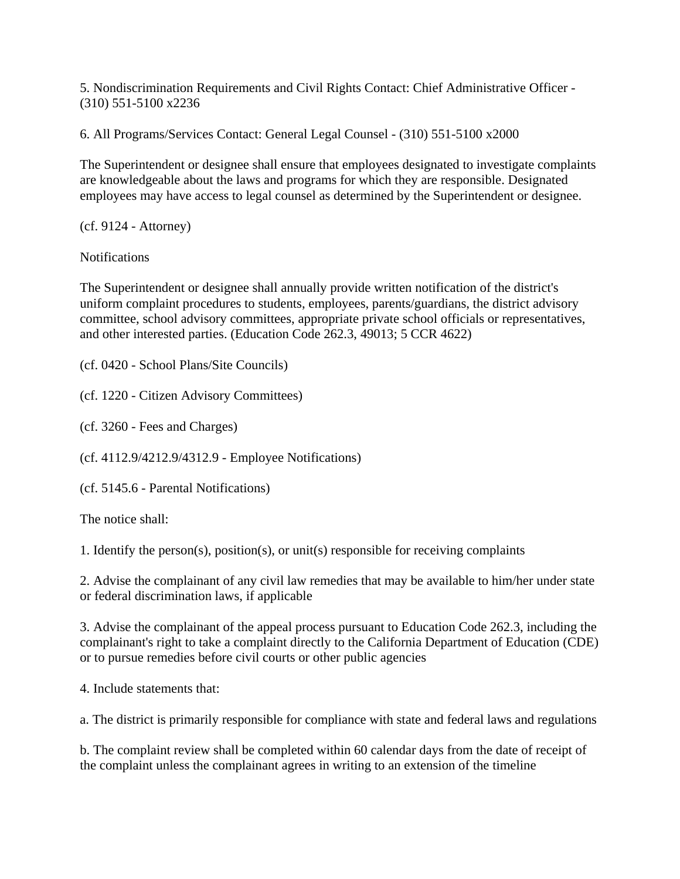5. Nondiscrimination Requirements and Civil Rights Contact: Chief Administrative Officer - (310) 551-5100 x2236

6. All Programs/Services Contact: General Legal Counsel - (310) 551-5100 x2000

The Superintendent or designee shall ensure that employees designated to investigate complaints are knowledgeable about the laws and programs for which they are responsible. Designated employees may have access to legal counsel as determined by the Superintendent or designee.

(cf. 9124 - Attorney)

Notifications

The Superintendent or designee shall annually provide written notification of the district's uniform complaint procedures to students, employees, parents/guardians, the district advisory committee, school advisory committees, appropriate private school officials or representatives, and other interested parties. (Education Code 262.3, 49013; 5 CCR 4622)

(cf. 0420 - School Plans/Site Councils)

(cf. 1220 - Citizen Advisory Committees)

(cf. 3260 - Fees and Charges)

(cf. 4112.9/4212.9/4312.9 - Employee Notifications)

(cf. 5145.6 - Parental Notifications)

The notice shall:

1. Identify the person(s), position(s), or unit(s) responsible for receiving complaints

2. Advise the complainant of any civil law remedies that may be available to him/her under state or federal discrimination laws, if applicable

3. Advise the complainant of the appeal process pursuant to Education Code 262.3, including the complainant's right to take a complaint directly to the California Department of Education (CDE) or to pursue remedies before civil courts or other public agencies

4. Include statements that:

a. The district is primarily responsible for compliance with state and federal laws and regulations

b. The complaint review shall be completed within 60 calendar days from the date of receipt of the complaint unless the complainant agrees in writing to an extension of the timeline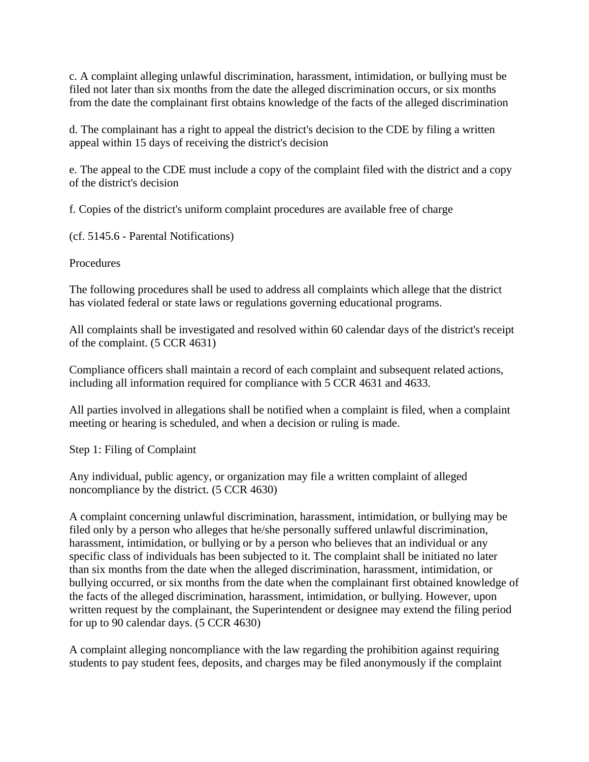c. A complaint alleging unlawful discrimination, harassment, intimidation, or bullying must be filed not later than six months from the date the alleged discrimination occurs, or six months from the date the complainant first obtains knowledge of the facts of the alleged discrimination

d. The complainant has a right to appeal the district's decision to the CDE by filing a written appeal within 15 days of receiving the district's decision

e. The appeal to the CDE must include a copy of the complaint filed with the district and a copy of the district's decision

f. Copies of the district's uniform complaint procedures are available free of charge

(cf. 5145.6 - Parental Notifications)

Procedures

The following procedures shall be used to address all complaints which allege that the district has violated federal or state laws or regulations governing educational programs.

All complaints shall be investigated and resolved within 60 calendar days of the district's receipt of the complaint. (5 CCR 4631)

Compliance officers shall maintain a record of each complaint and subsequent related actions, including all information required for compliance with 5 CCR 4631 and 4633.

All parties involved in allegations shall be notified when a complaint is filed, when a complaint meeting or hearing is scheduled, and when a decision or ruling is made.

Step 1: Filing of Complaint

Any individual, public agency, or organization may file a written complaint of alleged noncompliance by the district. (5 CCR 4630)

A complaint concerning unlawful discrimination, harassment, intimidation, or bullying may be filed only by a person who alleges that he/she personally suffered unlawful discrimination, harassment, intimidation, or bullying or by a person who believes that an individual or any specific class of individuals has been subjected to it. The complaint shall be initiated no later than six months from the date when the alleged discrimination, harassment, intimidation, or bullying occurred, or six months from the date when the complainant first obtained knowledge of the facts of the alleged discrimination, harassment, intimidation, or bullying. However, upon written request by the complainant, the Superintendent or designee may extend the filing period for up to 90 calendar days. (5 CCR 4630)

A complaint alleging noncompliance with the law regarding the prohibition against requiring students to pay student fees, deposits, and charges may be filed anonymously if the complaint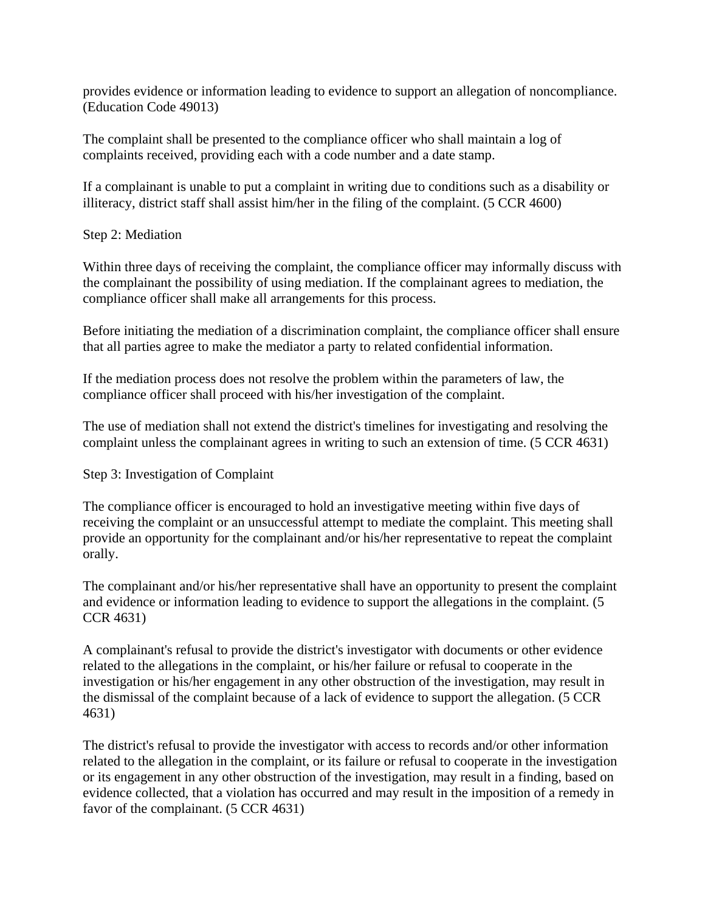provides evidence or information leading to evidence to support an allegation of noncompliance. (Education Code 49013)

The complaint shall be presented to the compliance officer who shall maintain a log of complaints received, providing each with a code number and a date stamp.

If a complainant is unable to put a complaint in writing due to conditions such as a disability or illiteracy, district staff shall assist him/her in the filing of the complaint. (5 CCR 4600)

Step 2: Mediation

Within three days of receiving the complaint, the compliance officer may informally discuss with the complainant the possibility of using mediation. If the complainant agrees to mediation, the compliance officer shall make all arrangements for this process.

Before initiating the mediation of a discrimination complaint, the compliance officer shall ensure that all parties agree to make the mediator a party to related confidential information.

If the mediation process does not resolve the problem within the parameters of law, the compliance officer shall proceed with his/her investigation of the complaint.

The use of mediation shall not extend the district's timelines for investigating and resolving the complaint unless the complainant agrees in writing to such an extension of time. (5 CCR 4631)

Step 3: Investigation of Complaint

The compliance officer is encouraged to hold an investigative meeting within five days of receiving the complaint or an unsuccessful attempt to mediate the complaint. This meeting shall provide an opportunity for the complainant and/or his/her representative to repeat the complaint orally.

The complainant and/or his/her representative shall have an opportunity to present the complaint and evidence or information leading to evidence to support the allegations in the complaint. (5 CCR 4631)

A complainant's refusal to provide the district's investigator with documents or other evidence related to the allegations in the complaint, or his/her failure or refusal to cooperate in the investigation or his/her engagement in any other obstruction of the investigation, may result in the dismissal of the complaint because of a lack of evidence to support the allegation. (5 CCR 4631)

The district's refusal to provide the investigator with access to records and/or other information related to the allegation in the complaint, or its failure or refusal to cooperate in the investigation or its engagement in any other obstruction of the investigation, may result in a finding, based on evidence collected, that a violation has occurred and may result in the imposition of a remedy in favor of the complainant. (5 CCR 4631)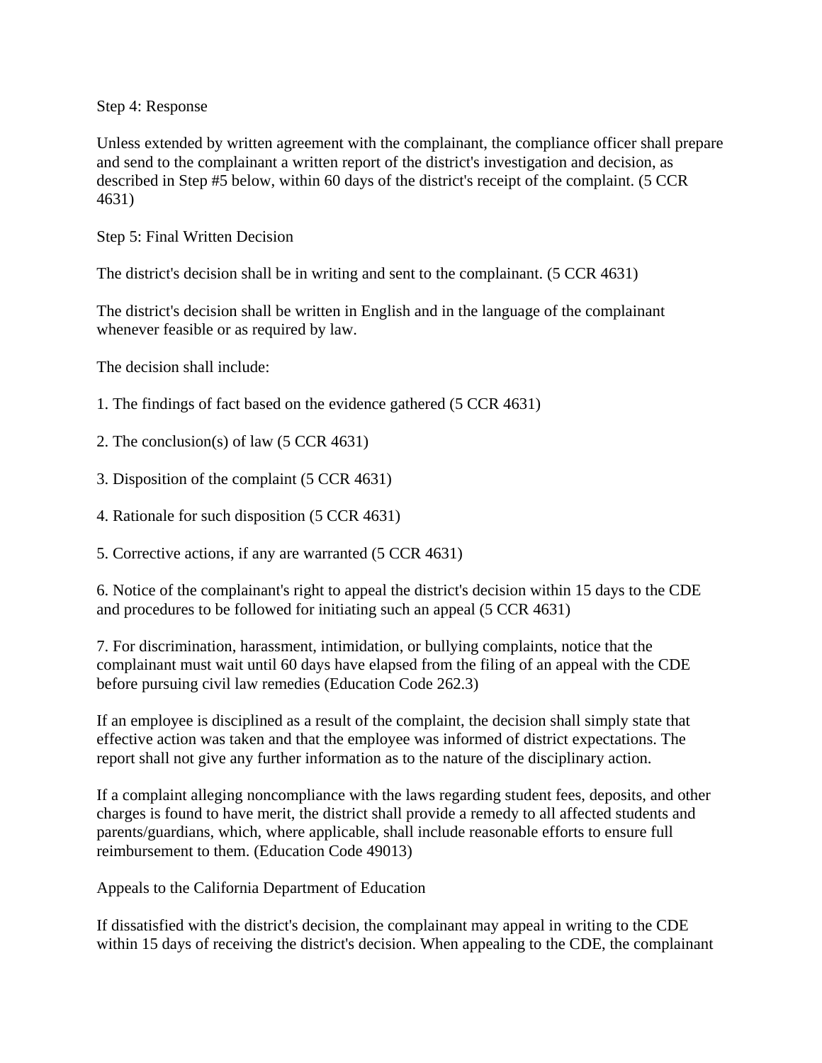Step 4: Response

Unless extended by written agreement with the complainant, the compliance officer shall prepare and send to the complainant a written report of the district's investigation and decision, as described in Step #5 below, within 60 days of the district's receipt of the complaint. (5 CCR 4631)

Step 5: Final Written Decision

The district's decision shall be in writing and sent to the complainant. (5 CCR 4631)

The district's decision shall be written in English and in the language of the complainant whenever feasible or as required by law.

The decision shall include:

1. The findings of fact based on the evidence gathered (5 CCR 4631)

2. The conclusion(s) of law (5 CCR 4631)

3. Disposition of the complaint (5 CCR 4631)

4. Rationale for such disposition (5 CCR 4631)

5. Corrective actions, if any are warranted (5 CCR 4631)

6. Notice of the complainant's right to appeal the district's decision within 15 days to the CDE and procedures to be followed for initiating such an appeal (5 CCR 4631)

7. For discrimination, harassment, intimidation, or bullying complaints, notice that the complainant must wait until 60 days have elapsed from the filing of an appeal with the CDE before pursuing civil law remedies (Education Code 262.3)

If an employee is disciplined as a result of the complaint, the decision shall simply state that effective action was taken and that the employee was informed of district expectations. The report shall not give any further information as to the nature of the disciplinary action.

If a complaint alleging noncompliance with the laws regarding student fees, deposits, and other charges is found to have merit, the district shall provide a remedy to all affected students and parents/guardians, which, where applicable, shall include reasonable efforts to ensure full reimbursement to them. (Education Code 49013)

Appeals to the California Department of Education

If dissatisfied with the district's decision, the complainant may appeal in writing to the CDE within 15 days of receiving the district's decision. When appealing to the CDE, the complainant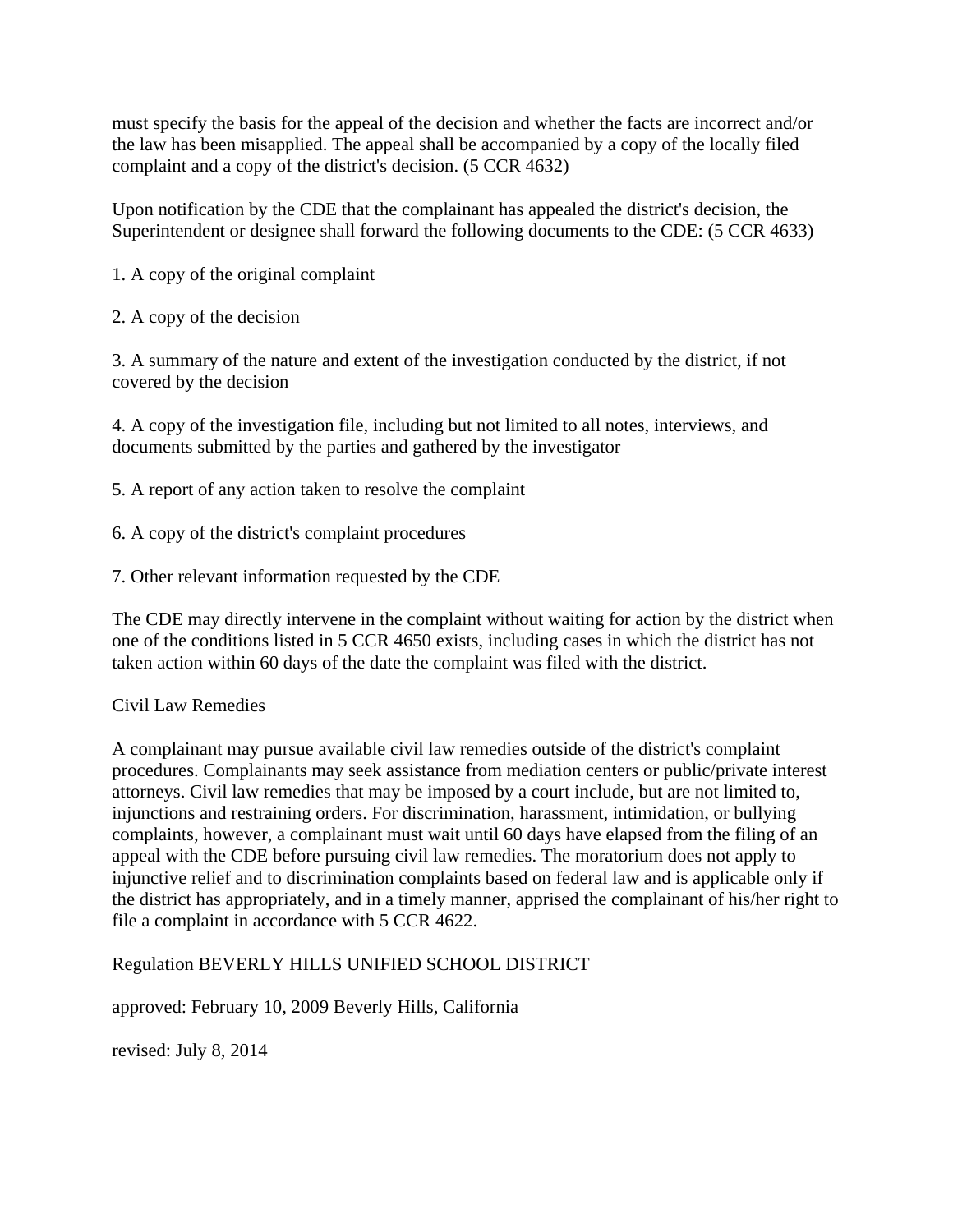must specify the basis for the appeal of the decision and whether the facts are incorrect and/or the law has been misapplied. The appeal shall be accompanied by a copy of the locally filed complaint and a copy of the district's decision. (5 CCR 4632)

Upon notification by the CDE that the complainant has appealed the district's decision, the Superintendent or designee shall forward the following documents to the CDE: (5 CCR 4633)

1. A copy of the original complaint

2. A copy of the decision

3. A summary of the nature and extent of the investigation conducted by the district, if not covered by the decision

4. A copy of the investigation file, including but not limited to all notes, interviews, and documents submitted by the parties and gathered by the investigator

5. A report of any action taken to resolve the complaint

6. A copy of the district's complaint procedures

7. Other relevant information requested by the CDE

The CDE may directly intervene in the complaint without waiting for action by the district when one of the conditions listed in 5 CCR 4650 exists, including cases in which the district has not taken action within 60 days of the date the complaint was filed with the district.

Civil Law Remedies

A complainant may pursue available civil law remedies outside of the district's complaint procedures. Complainants may seek assistance from mediation centers or public/private interest attorneys. Civil law remedies that may be imposed by a court include, but are not limited to, injunctions and restraining orders. For discrimination, harassment, intimidation, or bullying complaints, however, a complainant must wait until 60 days have elapsed from the filing of an appeal with the CDE before pursuing civil law remedies. The moratorium does not apply to injunctive relief and to discrimination complaints based on federal law and is applicable only if the district has appropriately, and in a timely manner, apprised the complainant of his/her right to file a complaint in accordance with 5 CCR 4622.

Regulation BEVERLY HILLS UNIFIED SCHOOL DISTRICT

approved: February 10, 2009 Beverly Hills, California

revised: July 8, 2014